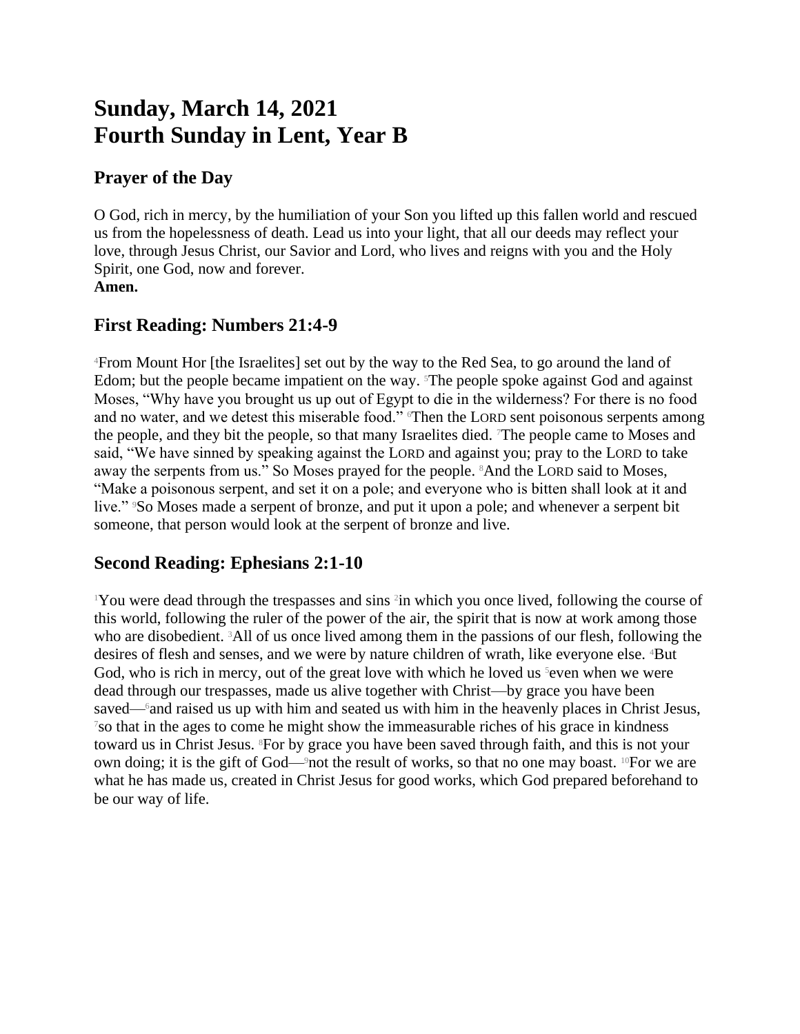# Sunday, March 14, 2021
# Fourth Sunday in Lent, Year B

## Prayer of the Day

O God, rich in mercy, by the humiliation of your Son you lifted up this fallen world and rescued us from the hopelessness of death. Lead us into your light, that all our deeds may reflect your love, through Jesus Christ, our Savior and Lord, who lives and reigns with you and the Holy Spirit, one God, now and forever.
**Amen.**

## First Reading: Numbers 21:4-9

[4]From Mount Hor [the Israelites] set out by the way to the Red Sea, to go around the land of Edom; but the people became impatient on the way. [5]The people spoke against God and against Moses, "Why have you brought us up out of Egypt to die in the wilderness? For there is no food and no water, and we detest this miserable food." [6]Then the LORD sent poisonous serpents among the people, and they bit the people, so that many Israelites died. [7]The people came to Moses and said, "We have sinned by speaking against the LORD and against you; pray to the LORD to take away the serpents from us." So Moses prayed for the people. [8]And the LORD said to Moses, "Make a poisonous serpent, and set it on a pole; and everyone who is bitten shall look at it and live." [9]So Moses made a serpent of bronze, and put it upon a pole; and whenever a serpent bit someone, that person would look at the serpent of bronze and live.

## Second Reading: Ephesians 2:1-10

[1]You were dead through the trespasses and sins [2]in which you once lived, following the course of this world, following the ruler of the power of the air, the spirit that is now at work among those who are disobedient. [3]All of us once lived among them in the passions of our flesh, following the desires of flesh and senses, and we were by nature children of wrath, like everyone else. [4]But God, who is rich in mercy, out of the great love with which he loved us [5]even when we were dead through our trespasses, made us alive together with Christ—by grace you have been saved—[6]and raised us up with him and seated us with him in the heavenly places in Christ Jesus, [7]so that in the ages to come he might show the immeasurable riches of his grace in kindness toward us in Christ Jesus. [8]For by grace you have been saved through faith, and this is not your own doing; it is the gift of God—[9]not the result of works, so that no one may boast. [10]For we are what he has made us, created in Christ Jesus for good works, which God prepared beforehand to be our way of life.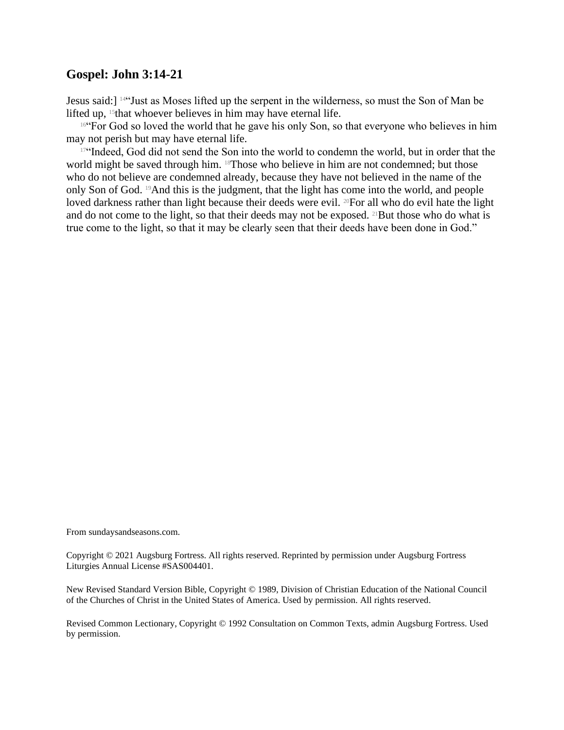## Gospel: John 3:14-21

Jesus said:] [14]"Just as Moses lifted up the serpent in the wilderness, so must the Son of Man be lifted up, [15]that whoever believes in him may have eternal life.

[16]"For God so loved the world that he gave his only Son, so that everyone who believes in him may not perish but may have eternal life.

[17]"Indeed, God did not send the Son into the world to condemn the world, but in order that the world might be saved through him. [18]Those who believe in him are not condemned; but those who do not believe are condemned already, because they have not believed in the name of the only Son of God. [19]And this is the judgment, that the light has come into the world, and people loved darkness rather than light because their deeds were evil. [20]For all who do evil hate the light and do not come to the light, so that their deeds may not be exposed. [21]But those who do what is true come to the light, so that it may be clearly seen that their deeds have been done in God."

From sundaysandseasons.com.

Copyright © 2021 Augsburg Fortress. All rights reserved. Reprinted by permission under Augsburg Fortress Liturgies Annual License #SAS004401.

New Revised Standard Version Bible, Copyright © 1989, Division of Christian Education of the National Council of the Churches of Christ in the United States of America. Used by permission. All rights reserved.

Revised Common Lectionary, Copyright © 1992 Consultation on Common Texts, admin Augsburg Fortress. Used by permission.